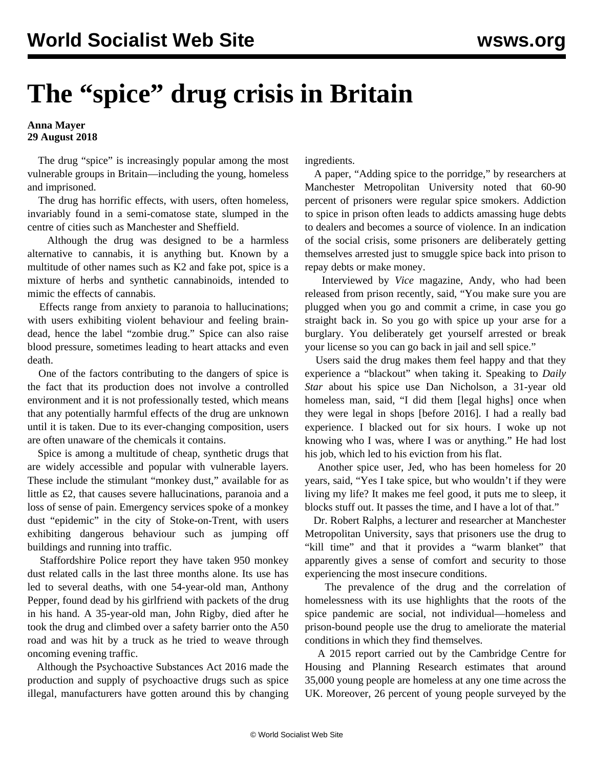# The "spice" drug crisis in Britain

**Anna Mayer**
**29 August 2018**

The drug "spice" is increasingly popular among the most vulnerable groups in Britain—including the young, homeless and imprisoned.

The drug has horrific effects, with users, often homeless, invariably found in a semi-comatose state, slumped in the centre of cities such as Manchester and Sheffield.

Although the drug was designed to be a harmless alternative to cannabis, it is anything but. Known by a multitude of other names such as K2 and fake pot, spice is a mixture of herbs and synthetic cannabinoids, intended to mimic the effects of cannabis.

Effects range from anxiety to paranoia to hallucinations; with users exhibiting violent behaviour and feeling brain-dead, hence the label "zombie drug." Spice can also raise blood pressure, sometimes leading to heart attacks and even death.

One of the factors contributing to the dangers of spice is the fact that its production does not involve a controlled environment and it is not professionally tested, which means that any potentially harmful effects of the drug are unknown until it is taken. Due to its ever-changing composition, users are often unaware of the chemicals it contains.

Spice is among a multitude of cheap, synthetic drugs that are widely accessible and popular with vulnerable layers. These include the stimulant "monkey dust," available for as little as £2, that causes severe hallucinations, paranoia and a loss of sense of pain. Emergency services spoke of a monkey dust "epidemic" in the city of Stoke-on-Trent, with users exhibiting dangerous behaviour such as jumping off buildings and running into traffic.

Staffordshire Police report they have taken 950 monkey dust related calls in the last three months alone. Its use has led to several deaths, with one 54-year-old man, Anthony Pepper, found dead by his girlfriend with packets of the drug in his hand. A 35-year-old man, John Rigby, died after he took the drug and climbed over a safety barrier onto the A50 road and was hit by a truck as he tried to weave through oncoming evening traffic.

Although the Psychoactive Substances Act 2016 made the production and supply of psychoactive drugs such as spice illegal, manufacturers have gotten around this by changing ingredients.

A paper, "Adding spice to the porridge," by researchers at Manchester Metropolitan University noted that 60-90 percent of prisoners were regular spice smokers. Addiction to spice in prison often leads to addicts amassing huge debts to dealers and becomes a source of violence. In an indication of the social crisis, some prisoners are deliberately getting themselves arrested just to smuggle spice back into prison to repay debts or make money.

Interviewed by *Vice* magazine, Andy, who had been released from prison recently, said, "You make sure you are plugged when you go and commit a crime, in case you go straight back in. So you go with spice up your arse for a burglary. You deliberately get yourself arrested or break your license so you can go back in jail and sell spice."

Users said the drug makes them feel happy and that they experience a "blackout" when taking it. Speaking to *Daily Star* about his spice use Dan Nicholson, a 31-year old homeless man, said, "I did them [legal highs] once when they were legal in shops [before 2016]. I had a really bad experience. I blacked out for six hours. I woke up not knowing who I was, where I was or anything." He had lost his job, which led to his eviction from his flat.

Another spice user, Jed, who has been homeless for 20 years, said, "Yes I take spice, but who wouldn't if they were living my life? It makes me feel good, it puts me to sleep, it blocks stuff out. It passes the time, and I have a lot of that."

Dr. Robert Ralphs, a lecturer and researcher at Manchester Metropolitan University, says that prisoners use the drug to "kill time" and that it provides a "warm blanket" that apparently gives a sense of comfort and security to those experiencing the most insecure conditions.

The prevalence of the drug and the correlation of homelessness with its use highlights that the roots of the spice pandemic are social, not individual—homeless and prison-bound people use the drug to ameliorate the material conditions in which they find themselves.

A 2015 report carried out by the Cambridge Centre for Housing and Planning Research estimates that around 35,000 young people are homeless at any one time across the UK. Moreover, 26 percent of young people surveyed by the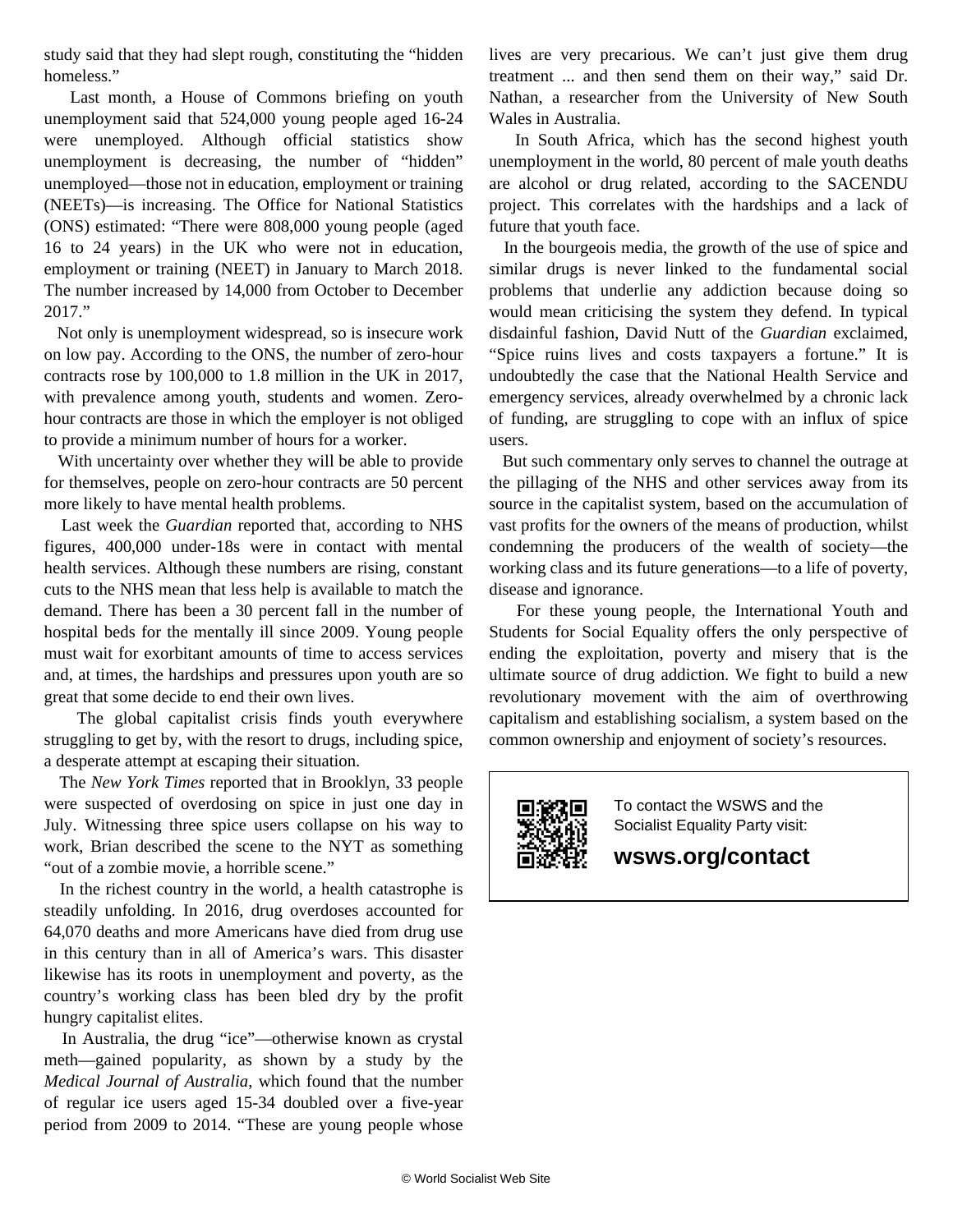study said that they had slept rough, constituting the "hidden homeless."

Last month, a House of Commons briefing on youth unemployment said that 524,000 young people aged 16-24 were unemployed. Although official statistics show unemployment is decreasing, the number of "hidden" unemployed—those not in education, employment or training (NEETs)—is increasing. The Office for National Statistics (ONS) estimated: "There were 808,000 young people (aged 16 to 24 years) in the UK who were not in education, employment or training (NEET) in January to March 2018. The number increased by 14,000 from October to December 2017."

Not only is unemployment widespread, so is insecure work on low pay. According to the ONS, the number of zero-hour contracts rose by 100,000 to 1.8 million in the UK in 2017, with prevalence among youth, students and women. Zero-hour contracts are those in which the employer is not obliged to provide a minimum number of hours for a worker.

With uncertainty over whether they will be able to provide for themselves, people on zero-hour contracts are 50 percent more likely to have mental health problems.

Last week the *Guardian* reported that, according to NHS figures, 400,000 under-18s were in contact with mental health services. Although these numbers are rising, constant cuts to the NHS mean that less help is available to match the demand. There has been a 30 percent fall in the number of hospital beds for the mentally ill since 2009. Young people must wait for exorbitant amounts of time to access services and, at times, the hardships and pressures upon youth are so great that some decide to end their own lives.

The global capitalist crisis finds youth everywhere struggling to get by, with the resort to drugs, including spice, a desperate attempt at escaping their situation.

The *New York Times* reported that in Brooklyn, 33 people were suspected of overdosing on spice in just one day in July. Witnessing three spice users collapse on his way to work, Brian described the scene to the NYT as something "out of a zombie movie, a horrible scene."

In the richest country in the world, a health catastrophe is steadily unfolding. In 2016, drug overdoses accounted for 64,070 deaths and more Americans have died from drug use in this century than in all of America's wars. This disaster likewise has its roots in unemployment and poverty, as the country's working class has been bled dry by the profit hungry capitalist elites.

In Australia, the drug "ice"—otherwise known as crystal meth—gained popularity, as shown by a study by the *Medical Journal of Australia*, which found that the number of regular ice users aged 15-34 doubled over a five-year period from 2009 to 2014. "These are young people whose lives are very precarious. We can't just give them drug treatment ... and then send them on their way," said Dr. Nathan, a researcher from the University of New South Wales in Australia.

In South Africa, which has the second highest youth unemployment in the world, 80 percent of male youth deaths are alcohol or drug related, according to the SACENDU project. This correlates with the hardships and a lack of future that youth face.

In the bourgeois media, the growth of the use of spice and similar drugs is never linked to the fundamental social problems that underlie any addiction because doing so would mean criticising the system they defend. In typical disdainful fashion, David Nutt of the *Guardian* exclaimed, "Spice ruins lives and costs taxpayers a fortune." It is undoubtedly the case that the National Health Service and emergency services, already overwhelmed by a chronic lack of funding, are struggling to cope with an influx of spice users.

But such commentary only serves to channel the outrage at the pillaging of the NHS and other services away from its source in the capitalist system, based on the accumulation of vast profits for the owners of the means of production, whilst condemning the producers of the wealth of society—the working class and its future generations—to a life of poverty, disease and ignorance.

For these young people, the International Youth and Students for Social Equality offers the only perspective of ending the exploitation, poverty and misery that is the ultimate source of drug addiction. We fight to build a new revolutionary movement with the aim of overthrowing capitalism and establishing socialism, a system based on the common ownership and enjoyment of society's resources.

To contact the WSWS and the Socialist Equality Party visit:

**wsws.org/contact**